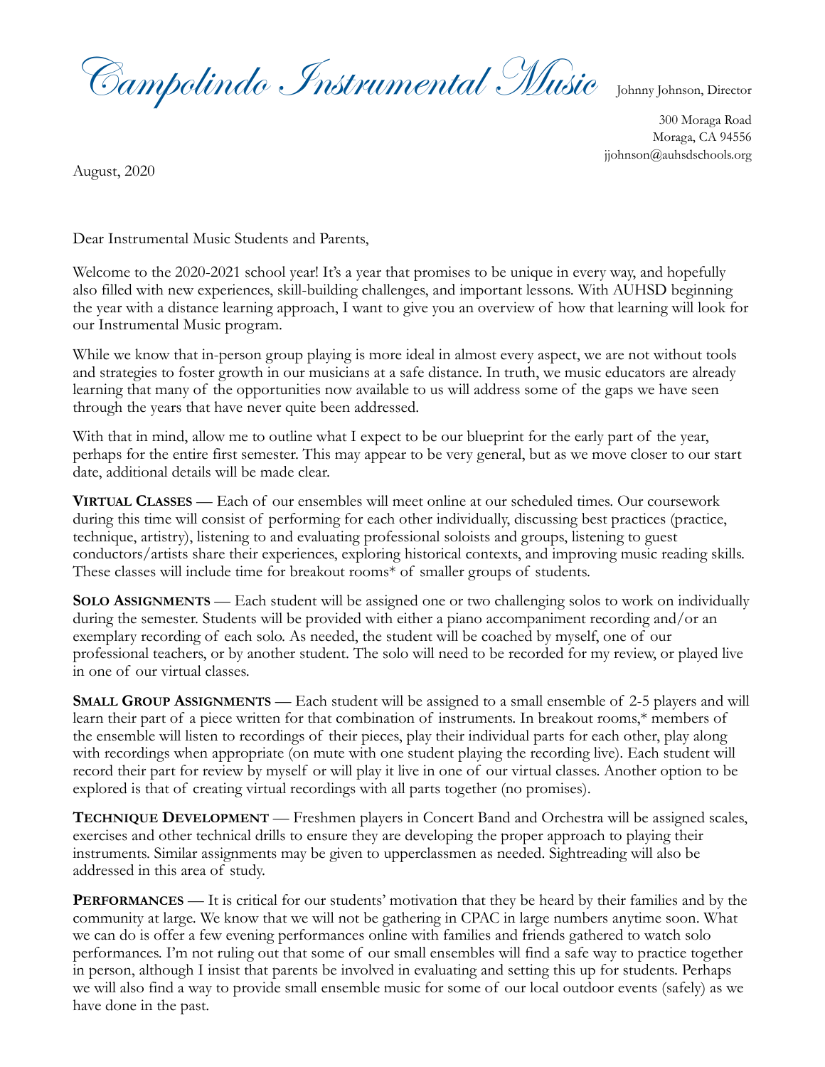# *Campolindo Instrumental Music*

Johnny Johnson, Director

300 Moraga Road
Moraga, CA 94556
jjohnson@auhsdschools.org

August, 2020

Dear Instrumental Music Students and Parents,

Welcome to the 2020-2021 school year! It's a year that promises to be unique in every way, and hopefully also filled with new experiences, skill-building challenges, and important lessons. With AUHSD beginning the year with a distance learning approach, I want to give you an overview of how that learning will look for our Instrumental Music program.

While we know that in-person group playing is more ideal in almost every aspect, we are not without tools and strategies to foster growth in our musicians at a safe distance. In truth, we music educators are already learning that many of the opportunities now available to us will address some of the gaps we have seen through the years that have never quite been addressed.

With that in mind, allow me to outline what I expect to be our blueprint for the early part of the year, perhaps for the entire first semester. This may appear to be very general, but as we move closer to our start date, additional details will be made clear.

**VIRTUAL CLASSES** — Each of our ensembles will meet online at our scheduled times. Our coursework during this time will consist of performing for each other individually, discussing best practices (practice, technique, artistry), listening to and evaluating professional soloists and groups, listening to guest conductors/artists share their experiences, exploring historical contexts, and improving music reading skills. These classes will include time for breakout rooms* of smaller groups of students.

**SOLO ASSIGNMENTS** — Each student will be assigned one or two challenging solos to work on individually during the semester. Students will be provided with either a piano accompaniment recording and/or an exemplary recording of each solo. As needed, the student will be coached by myself, one of our professional teachers, or by another student. The solo will need to be recorded for my review, or played live in one of our virtual classes.

**SMALL GROUP ASSIGNMENTS** — Each student will be assigned to a small ensemble of 2-5 players and will learn their part of a piece written for that combination of instruments. In breakout rooms,* members of the ensemble will listen to recordings of their pieces, play their individual parts for each other, play along with recordings when appropriate (on mute with one student playing the recording live). Each student will record their part for review by myself or will play it live in one of our virtual classes. Another option to be explored is that of creating virtual recordings with all parts together (no promises).

**TECHNIQUE DEVELOPMENT** — Freshmen players in Concert Band and Orchestra will be assigned scales, exercises and other technical drills to ensure they are developing the proper approach to playing their instruments. Similar assignments may be given to upperclassmen as needed. Sightreading will also be addressed in this area of study.

**PERFORMANCES** — It is critical for our students' motivation that they be heard by their families and by the community at large. We know that we will not be gathering in CPAC in large numbers anytime soon. What we can do is offer a few evening performances online with families and friends gathered to watch solo performances. I'm not ruling out that some of our small ensembles will find a safe way to practice together in person, although I insist that parents be involved in evaluating and setting this up for students. Perhaps we will also find a way to provide small ensemble music for some of our local outdoor events (safely) as we have done in the past.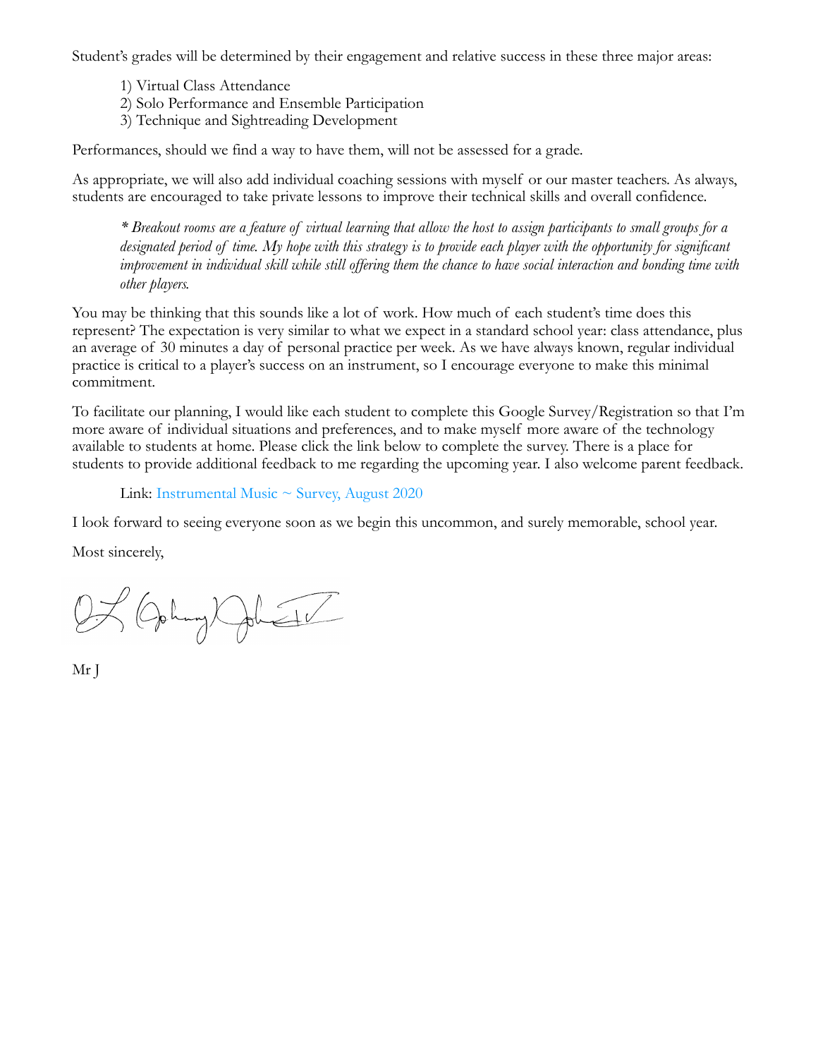Student's grades will be determined by their engagement and relative success in these three major areas:

1) Virtual Class Attendance
2) Solo Performance and Ensemble Participation
3) Technique and Sightreading Development

Performances, should we find a way to have them, will not be assessed for a grade.

As appropriate, we will also add individual coaching sessions with myself or our master teachers. As always, students are encouraged to take private lessons to improve their technical skills and overall confidence.

> *\* Breakout rooms are a feature of virtual learning that allow the host to assign participants to small groups for a designated period of time. My hope with this strategy is to provide each player with the opportunity for significant improvement in individual skill while still offering them the chance to have social interaction and bonding time with other players.*

You may be thinking that this sounds like a lot of work. How much of each student's time does this represent? The expectation is very similar to what we expect in a standard school year: class attendance, plus an average of 30 minutes a day of personal practice per week. As we have always known, regular individual practice is critical to a player's success on an instrument, so I encourage everyone to make this minimal commitment.

To facilitate our planning, I would like each student to complete this Google Survey/Registration so that I'm more aware of individual situations and preferences, and to make myself more aware of the technology available to students at home. Please click the link below to complete the survey. There is a place for students to provide additional feedback to me regarding the upcoming year. I also welcome parent feedback.

Link: Instrumental Music ~ Survey, August 2020

I look forward to seeing everyone soon as we begin this uncommon, and surely memorable, school year.

Most sincerely,

Mr J